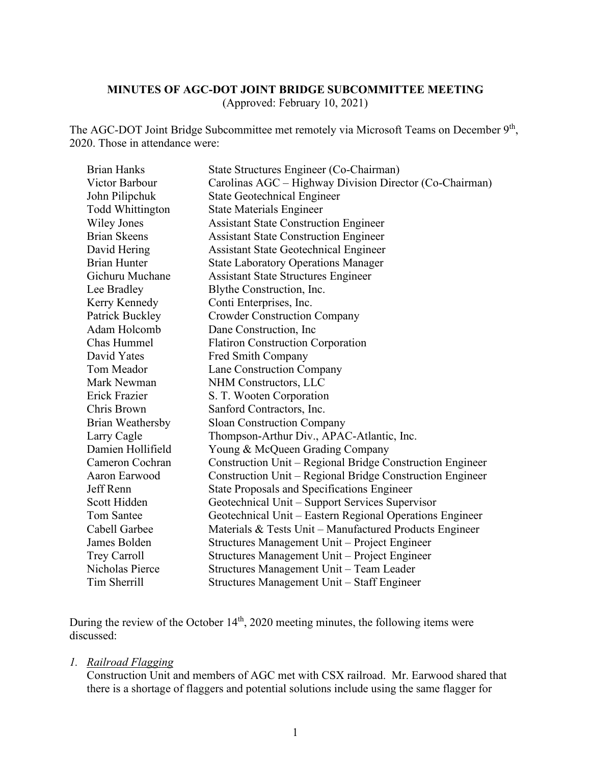**MINUTES OF AGC-DOT JOINT BRIDGE SUBCOMMITTEE MEETING**
(Approved: February 10, 2021)

The AGC-DOT Joint Bridge Subcommittee met remotely via Microsoft Teams on December 9th, 2020. Those in attendance were:

| | |
|---|---|
| Brian Hanks | State Structures Engineer (Co-Chairman) |
| Victor Barbour | Carolinas AGC – Highway Division Director (Co-Chairman) |
| John Pilipchuk | State Geotechnical Engineer |
| Todd Whittington | State Materials Engineer |
| Wiley Jones | Assistant State Construction Engineer |
| Brian Skeens | Assistant State Construction Engineer |
| David Hering | Assistant State Geotechnical Engineer |
| Brian Hunter | State Laboratory Operations Manager |
| Gichuru Muchane | Assistant State Structures Engineer |
| Lee Bradley | Blythe Construction, Inc. |
| Kerry Kennedy | Conti Enterprises, Inc. |
| Patrick Buckley | Crowder Construction Company |
| Adam Holcomb | Dane Construction, Inc |
| Chas Hummel | Flatiron Construction Corporation |
| David Yates | Fred Smith Company |
| Tom Meador | Lane Construction Company |
| Mark Newman | NHM Constructors, LLC |
| Erick Frazier | S. T. Wooten Corporation |
| Chris Brown | Sanford Contractors, Inc. |
| Brian Weathersby | Sloan Construction Company |
| Larry Cagle | Thompson-Arthur Div., APAC-Atlantic, Inc. |
| Damien Hollifield | Young & McQueen Grading Company |
| Cameron Cochran | Construction Unit – Regional Bridge Construction Engineer |
| Aaron Earwood | Construction Unit – Regional Bridge Construction Engineer |
| Jeff Renn | State Proposals and Specifications Engineer |
| Scott Hidden | Geotechnical Unit – Support Services Supervisor |
| Tom Santee | Geotechnical Unit – Eastern Regional Operations Engineer |
| Cabell Garbee | Materials & Tests Unit – Manufactured Products Engineer |
| James Bolden | Structures Management Unit – Project Engineer |
| Trey Carroll | Structures Management Unit – Project Engineer |
| Nicholas Pierce | Structures Management Unit – Team Leader |
| Tim Sherrill | Structures Management Unit – Staff Engineer |

During the review of the October 14th, 2020 meeting minutes, the following items were discussed:

1. *Railroad Flagging*
   Construction Unit and members of AGC met with CSX railroad. Mr. Earwood shared that there is a shortage of flaggers and potential solutions include using the same flagger for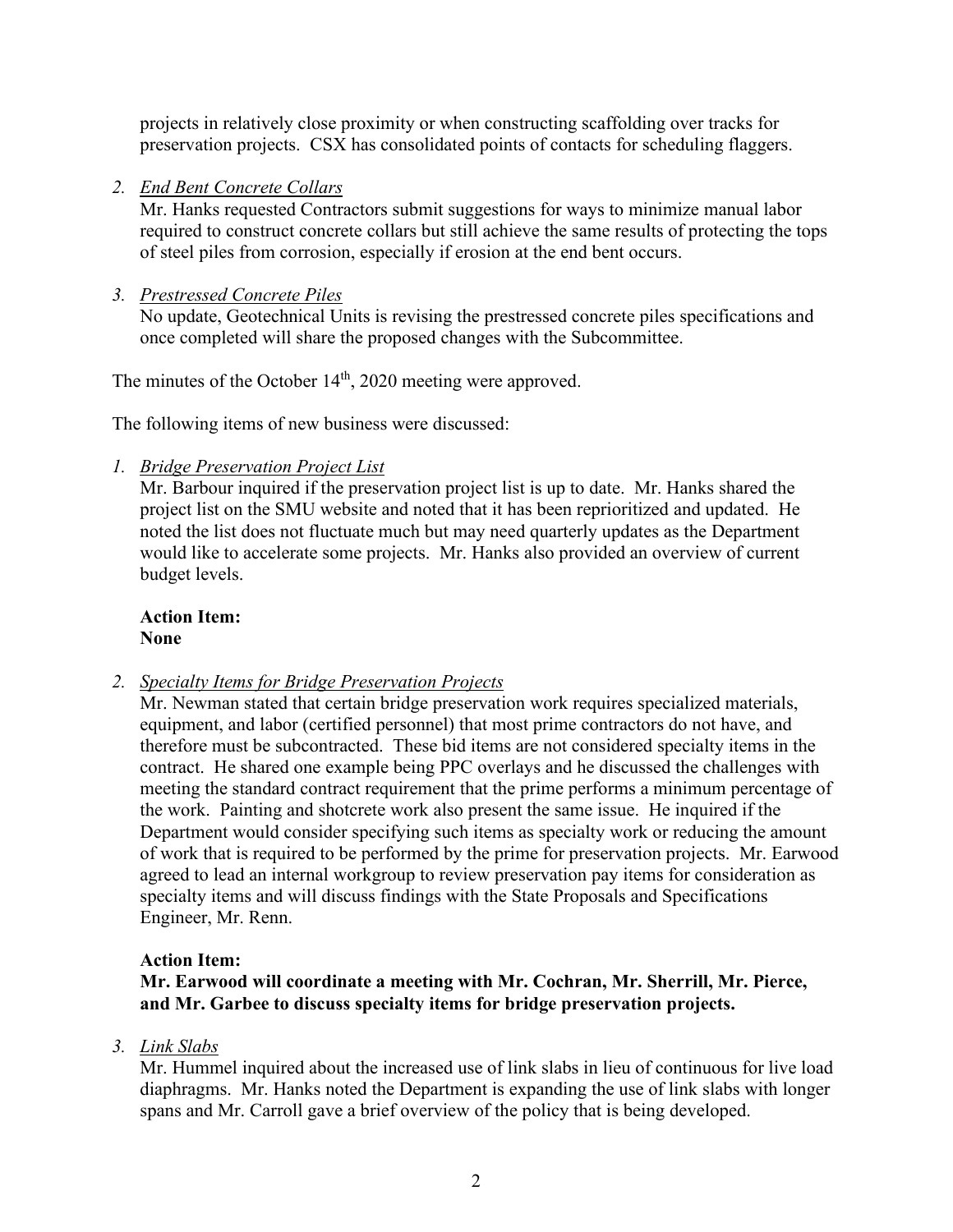projects in relatively close proximity or when constructing scaffolding over tracks for preservation projects. CSX has consolidated points of contacts for scheduling flaggers.

2. *End Bent Concrete Collars*
   Mr. Hanks requested Contractors submit suggestions for ways to minimize manual labor required to construct concrete collars but still achieve the same results of protecting the tops of steel piles from corrosion, especially if erosion at the end bent occurs.

3. *Prestressed Concrete Piles*
   No update, Geotechnical Units is revising the prestressed concrete piles specifications and once completed will share the proposed changes with the Subcommittee.

The minutes of the October 14th, 2020 meeting were approved.

The following items of new business were discussed:

1. *Bridge Preservation Project List*
   Mr. Barbour inquired if the preservation project list is up to date. Mr. Hanks shared the project list on the SMU website and noted that it has been reprioritized and updated. He noted the list does not fluctuate much but may need quarterly updates as the Department would like to accelerate some projects. Mr. Hanks also provided an overview of current budget levels.

   **Action Item:**
   **None**

2. *Specialty Items for Bridge Preservation Projects*
   Mr. Newman stated that certain bridge preservation work requires specialized materials, equipment, and labor (certified personnel) that most prime contractors do not have, and therefore must be subcontracted. These bid items are not considered specialty items in the contract. He shared one example being PPC overlays and he discussed the challenges with meeting the standard contract requirement that the prime performs a minimum percentage of the work. Painting and shotcrete work also present the same issue. He inquired if the Department would consider specifying such items as specialty work or reducing the amount of work that is required to be performed by the prime for preservation projects. Mr. Earwood agreed to lead an internal workgroup to review preservation pay items for consideration as specialty items and will discuss findings with the State Proposals and Specifications Engineer, Mr. Renn.

   **Action Item:**
   **Mr. Earwood will coordinate a meeting with Mr. Cochran, Mr. Sherrill, Mr. Pierce, and Mr. Garbee to discuss specialty items for bridge preservation projects.**

3. *Link Slabs*
   Mr. Hummel inquired about the increased use of link slabs in lieu of continuous for live load diaphragms. Mr. Hanks noted the Department is expanding the use of link slabs with longer spans and Mr. Carroll gave a brief overview of the policy that is being developed.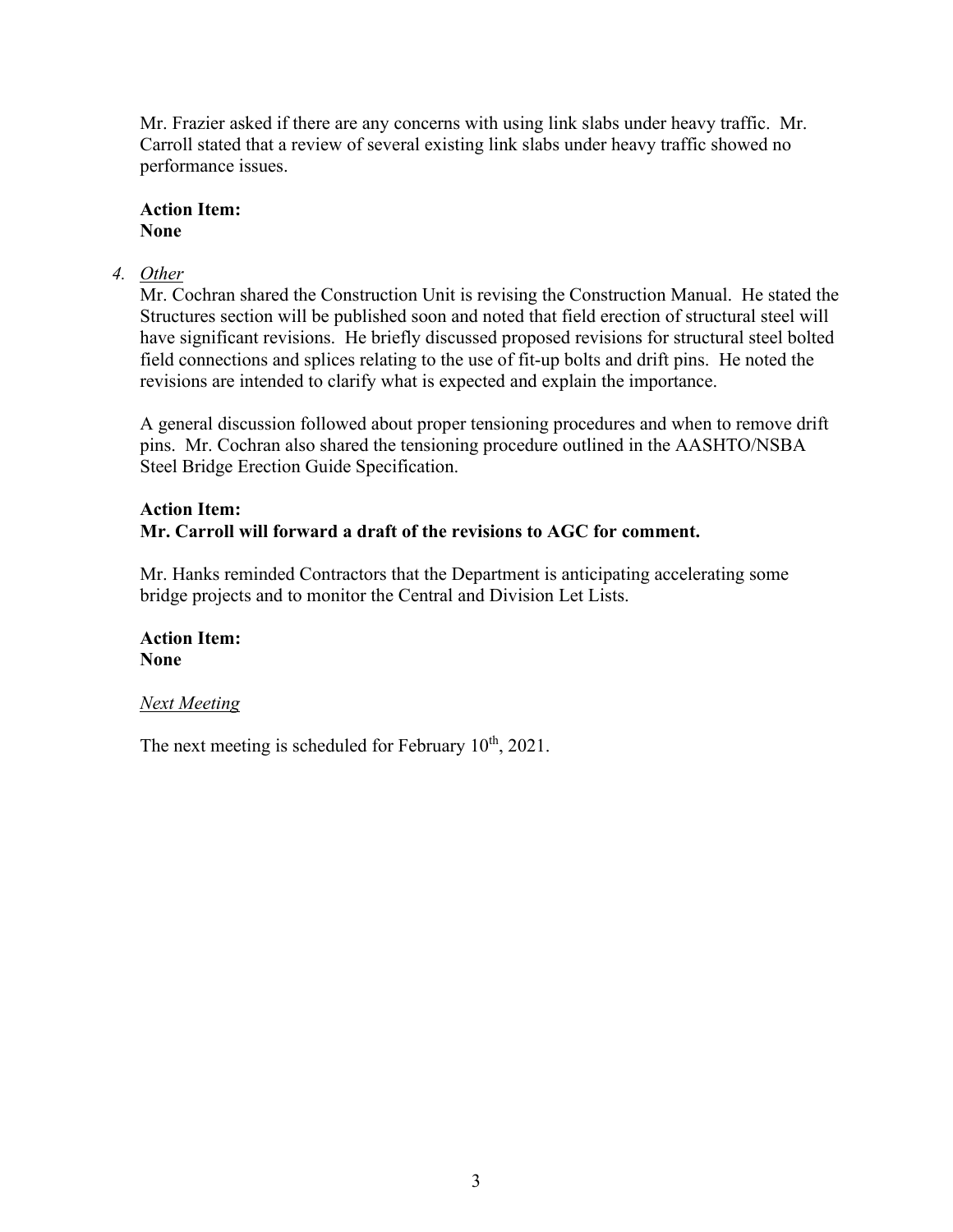Mr. Frazier asked if there are any concerns with using link slabs under heavy traffic. Mr. Carroll stated that a review of several existing link slabs under heavy traffic showed no performance issues.

**Action Item:**
**None**

4. *Other*

Mr. Cochran shared the Construction Unit is revising the Construction Manual. He stated the Structures section will be published soon and noted that field erection of structural steel will have significant revisions. He briefly discussed proposed revisions for structural steel bolted field connections and splices relating to the use of fit-up bolts and drift pins. He noted the revisions are intended to clarify what is expected and explain the importance.

A general discussion followed about proper tensioning procedures and when to remove drift pins. Mr. Cochran also shared the tensioning procedure outlined in the AASHTO/NSBA Steel Bridge Erection Guide Specification.

**Action Item:**
**Mr. Carroll will forward a draft of the revisions to AGC for comment.**

Mr. Hanks reminded Contractors that the Department is anticipating accelerating some bridge projects and to monitor the Central and Division Let Lists.

**Action Item:**
**None**

*Next Meeting*

The next meeting is scheduled for February 10th, 2021.